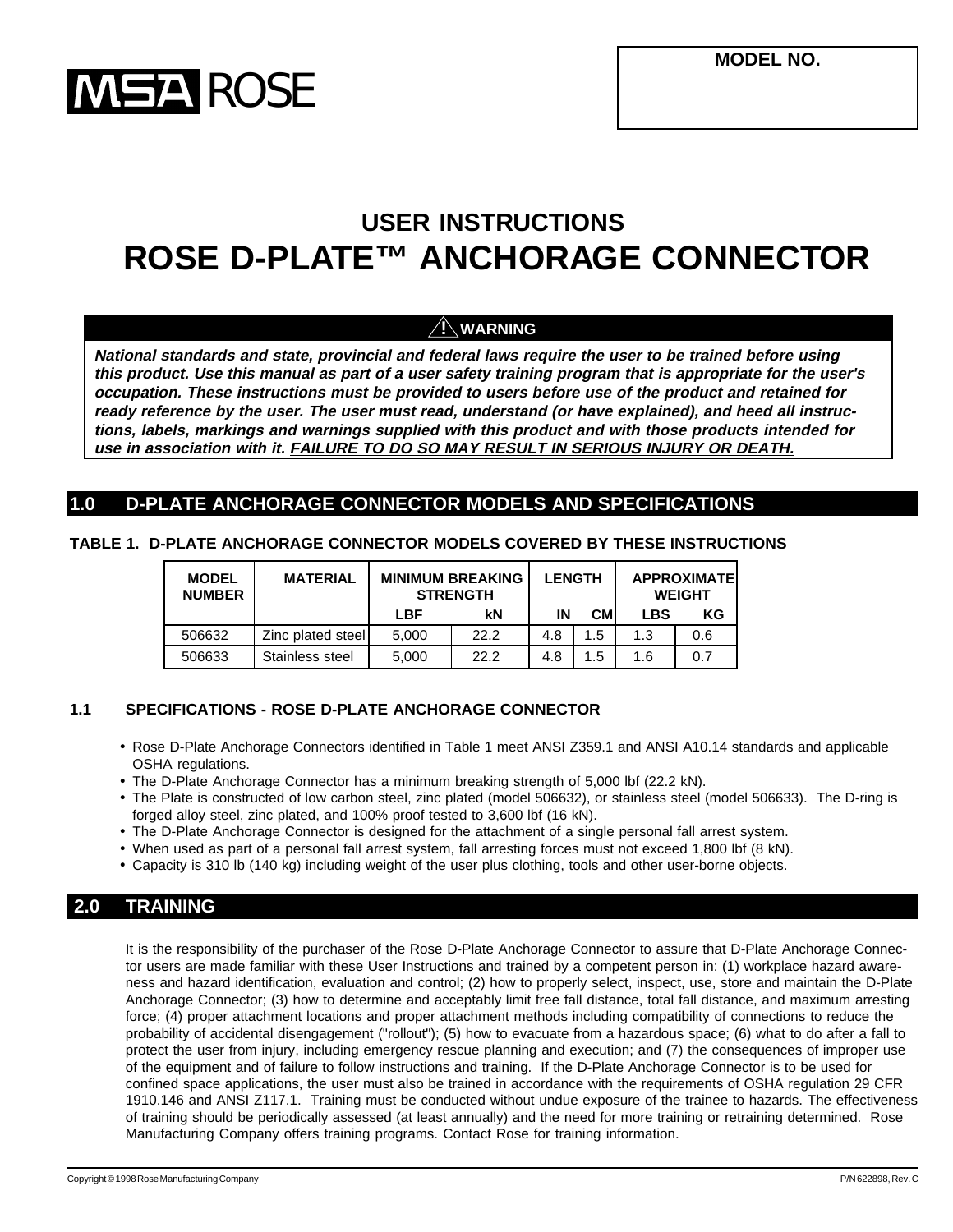MSA ROSE

**MODEL NO.**

# USER INSTRUCTIONS
# ROSE D-PLATE™ ANCHORAGE CONNECTOR

**⚠ WARNING**

***National standards and state, provincial and federal laws require the user to be trained before using this product. Use this manual as part of a user safety training program that is appropriate for the user's occupation. These instructions must be provided to users before use of the product and retained for ready reference by the user. The user must read, understand (or have explained), and heed all instructions, labels, markings and warnings supplied with this product and with those products intended for use in association with it. FAILURE TO DO SO MAY RESULT IN SERIOUS INJURY OR DEATH.***

## 1.0 D-PLATE ANCHORAGE CONNECTOR MODELS AND SPECIFICATIONS

**TABLE 1. D-PLATE ANCHORAGE CONNECTOR MODELS COVERED BY THESE INSTRUCTIONS**

| MODEL NUMBER | MATERIAL | MINIMUM BREAKING STRENGTH | | LENGTH | | APPROXIMATE WEIGHT | |
|---|---|---|---|---|---|---|---|
| | | LBF | kN | IN | CM | LBS | KG |
| 506632 | Zinc plated steel | 5,000 | 22.2 | 4.8 | 1.5 | 1.3 | 0.6 |
| 506633 | Stainless steel | 5,000 | 22.2 | 4.8 | 1.5 | 1.6 | 0.7 |

### 1.1 SPECIFICATIONS - ROSE D-PLATE ANCHORAGE CONNECTOR

- Rose D-Plate Anchorage Connectors identified in Table 1 meet ANSI Z359.1 and ANSI A10.14 standards and applicable OSHA regulations.
- The D-Plate Anchorage Connector has a minimum breaking strength of 5,000 lbf (22.2 kN).
- The Plate is constructed of low carbon steel, zinc plated (model 506632), or stainless steel (model 506633). The D-ring is forged alloy steel, zinc plated, and 100% proof tested to 3,600 lbf (16 kN).
- The D-Plate Anchorage Connector is designed for the attachment of a single personal fall arrest system.
- When used as part of a personal fall arrest system, fall arresting forces must not exceed 1,800 lbf (8 kN).
- Capacity is 310 lb (140 kg) including weight of the user plus clothing, tools and other user-borne objects.

## 2.0 TRAINING

It is the responsibility of the purchaser of the Rose D-Plate Anchorage Connector to assure that D-Plate Anchorage Connector users are made familiar with these User Instructions and trained by a competent person in: (1) workplace hazard awareness and hazard identification, evaluation and control; (2) how to properly select, inspect, use, store and maintain the D-Plate Anchorage Connector; (3) how to determine and acceptably limit free fall distance, total fall distance, and maximum arresting force; (4) proper attachment locations and proper attachment methods including compatibility of connections to reduce the probability of accidental disengagement ("rollout"); (5) how to evacuate from a hazardous space; (6) what to do after a fall to protect the user from injury, including emergency rescue planning and execution; and (7) the consequences of improper use of the equipment and of failure to follow instructions and training. If the D-Plate Anchorage Connector is to be used for confined space applications, the user must also be trained in accordance with the requirements of OSHA regulation 29 CFR 1910.146 and ANSI Z117.1. Training must be conducted without undue exposure of the trainee to hazards. The effectiveness of training should be periodically assessed (at least annually) and the need for more training or retraining determined. Rose Manufacturing Company offers training programs. Contact Rose for training information.

Copyright © 1998 Rose Manufacturing Company

P/N 622898, Rev. C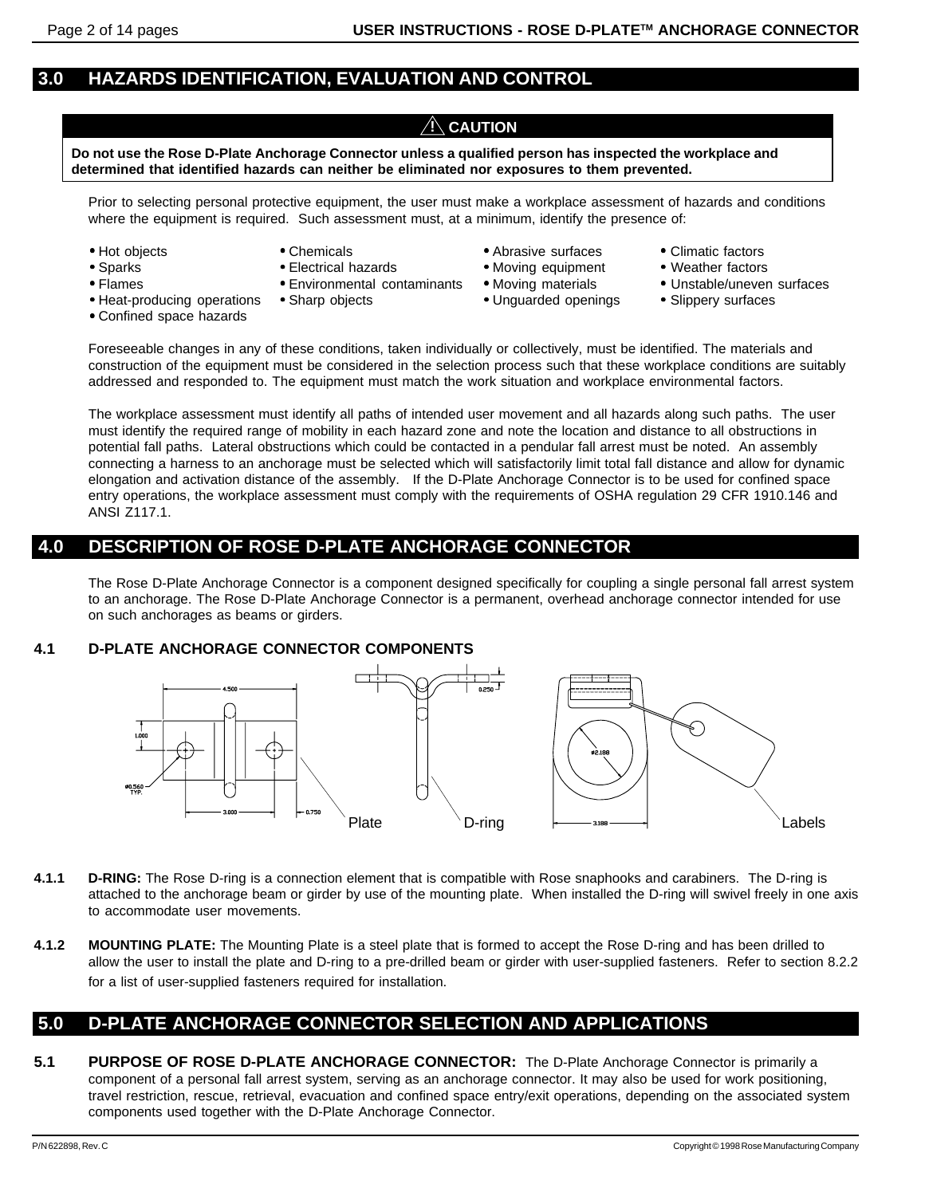## 3.0 HAZARDS IDENTIFICATION, EVALUATION AND CONTROL

**⚠ CAUTION**

**Do not use the Rose D-Plate Anchorage Connector unless a qualified person has inspected the workplace and determined that identified hazards can neither be eliminated nor exposures to them prevented.**

Prior to selecting personal protective equipment, the user must make a workplace assessment of hazards and conditions where the equipment is required. Such assessment must, at a minimum, identify the presence of:

- Hot objects
- Sparks
- Flames
- Heat-producing operations
- Confined space hazards
- Chemicals
- Electrical hazards
- Environmental contaminants
- Sharp objects
- Abrasive surfaces
- Moving equipment
- Moving materials
- Unguarded openings
- Climatic factors
- Weather factors
- Unstable/uneven surfaces
- Slippery surfaces

Foreseeable changes in any of these conditions, taken individually or collectively, must be identified. The materials and construction of the equipment must be considered in the selection process such that these workplace conditions are suitably addressed and responded to. The equipment must match the work situation and workplace environmental factors.

The workplace assessment must identify all paths of intended user movement and all hazards along such paths. The user must identify the required range of mobility in each hazard zone and note the location and distance to all obstructions in potential fall paths. Lateral obstructions which could be contacted in a pendular fall arrest must be noted. An assembly connecting a harness to an anchorage must be selected which will satisfactorily limit total fall distance and allow for dynamic elongation and activation distance of the assembly. If the D-Plate Anchorage Connector is to be used for confined space entry operations, the workplace assessment must comply with the requirements of OSHA regulation 29 CFR 1910.146 and ANSI Z117.1.

## 4.0 DESCRIPTION OF ROSE D-PLATE ANCHORAGE CONNECTOR

The Rose D-Plate Anchorage Connector is a component designed specifically for coupling a single personal fall arrest system to an anchorage. The Rose D-Plate Anchorage Connector is a permanent, overhead anchorage connector intended for use on such anchorages as beams or girders.

### 4.1 D-PLATE ANCHORAGE CONNECTOR COMPONENTS

4.500 · 1.000 · Ø0.560 TYP. · 3.000 · 0.750 · 0.250 · Ø2.188 · 3.188

Plate · D-ring · Labels

**4.1.1 D-RING:** The Rose D-ring is a connection element that is compatible with Rose snaphooks and carabiners. The D-ring is attached to the anchorage beam or girder by use of the mounting plate. When installed the D-ring will swivel freely in one axis to accommodate user movements.

**4.1.2 MOUNTING PLATE:** The Mounting Plate is a steel plate that is formed to accept the Rose D-ring and has been drilled to allow the user to install the plate and D-ring to a pre-drilled beam or girder with user-supplied fasteners. Refer to section 8.2.2 for a list of user-supplied fasteners required for installation.

## 5.0 D-PLATE ANCHORAGE CONNECTOR SELECTION AND APPLICATIONS

**5.1 PURPOSE OF ROSE D-PLATE ANCHORAGE CONNECTOR:** The D-Plate Anchorage Connector is primarily a component of a personal fall arrest system, serving as an anchorage connector. It may also be used for work positioning, travel restriction, rescue, retrieval, evacuation and confined space entry/exit operations, depending on the associated system components used together with the D-Plate Anchorage Connector.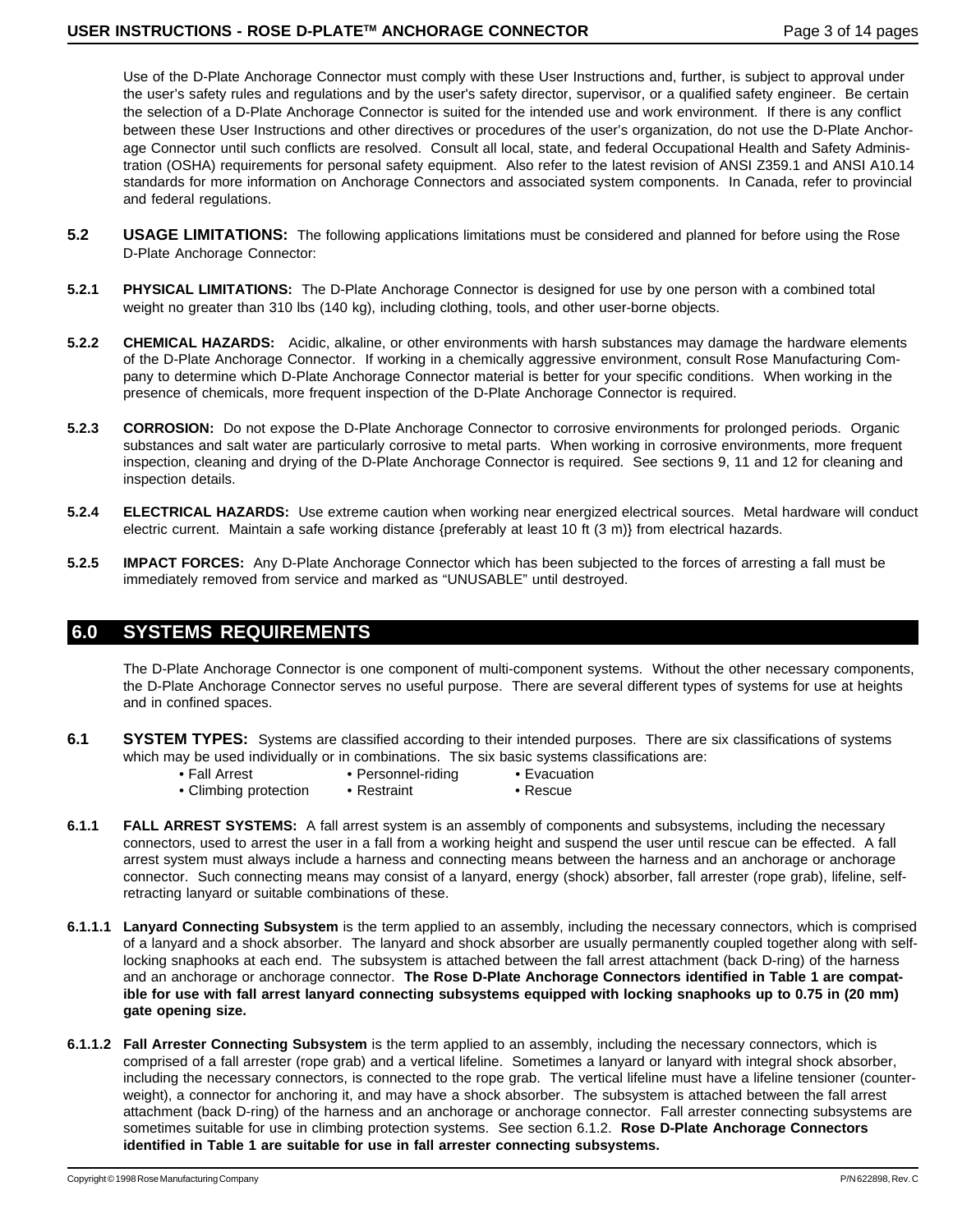Use of the D-Plate Anchorage Connector must comply with these User Instructions and, further, is subject to approval under the user's safety rules and regulations and by the user's safety director, supervisor, or a qualified safety engineer. Be certain the selection of a D-Plate Anchorage Connector is suited for the intended use and work environment. If there is any conflict between these User Instructions and other directives or procedures of the user's organization, do not use the D-Plate Anchorage Connector until such conflicts are resolved. Consult all local, state, and federal Occupational Health and Safety Administration (OSHA) requirements for personal safety equipment. Also refer to the latest revision of ANSI Z359.1 and ANSI A10.14 standards for more information on Anchorage Connectors and associated system components. In Canada, refer to provincial and federal regulations.

**5.2 USAGE LIMITATIONS:** The following applications limitations must be considered and planned for before using the Rose D-Plate Anchorage Connector:

**5.2.1 PHYSICAL LIMITATIONS:** The D-Plate Anchorage Connector is designed for use by one person with a combined total weight no greater than 310 lbs (140 kg), including clothing, tools, and other user-borne objects.

**5.2.2 CHEMICAL HAZARDS:** Acidic, alkaline, or other environments with harsh substances may damage the hardware elements of the D-Plate Anchorage Connector. If working in a chemically aggressive environment, consult Rose Manufacturing Company to determine which D-Plate Anchorage Connector material is better for your specific conditions. When working in the presence of chemicals, more frequent inspection of the D-Plate Anchorage Connector is required.

**5.2.3 CORROSION:** Do not expose the D-Plate Anchorage Connector to corrosive environments for prolonged periods. Organic substances and salt water are particularly corrosive to metal parts. When working in corrosive environments, more frequent inspection, cleaning and drying of the D-Plate Anchorage Connector is required. See sections 9, 11 and 12 for cleaning and inspection details.

**5.2.4 ELECTRICAL HAZARDS:** Use extreme caution when working near energized electrical sources. Metal hardware will conduct electric current. Maintain a safe working distance {preferably at least 10 ft (3 m)} from electrical hazards.

**5.2.5 IMPACT FORCES:** Any D-Plate Anchorage Connector which has been subjected to the forces of arresting a fall must be immediately removed from service and marked as "UNUSABLE" until destroyed.

## 6.0 SYSTEMS REQUIREMENTS

The D-Plate Anchorage Connector is one component of multi-component systems. Without the other necessary components, the D-Plate Anchorage Connector serves no useful purpose. There are several different types of systems for use at heights and in confined spaces.

**6.1 SYSTEM TYPES:** Systems are classified according to their intended purposes. There are six classifications of systems which may be used individually or in combinations. The six basic systems classifications are:

- Fall Arrest
- Personnel-riding
- Evacuation
- Climbing protection
- Restraint
- Rescue

**6.1.1 FALL ARREST SYSTEMS:** A fall arrest system is an assembly of components and subsystems, including the necessary connectors, used to arrest the user in a fall from a working height and suspend the user until rescue can be effected. A fall arrest system must always include a harness and connecting means between the harness and an anchorage or anchorage connector. Such connecting means may consist of a lanyard, energy (shock) absorber, fall arrester (rope grab), lifeline, self-retracting lanyard or suitable combinations of these.

**6.1.1.1 Lanyard Connecting Subsystem** is the term applied to an assembly, including the necessary connectors, which is comprised of a lanyard and a shock absorber. The lanyard and shock absorber are usually permanently coupled together along with self-locking snaphooks at each end. The subsystem is attached between the fall arrest attachment (back D-ring) of the harness and an anchorage or anchorage connector. **The Rose D-Plate Anchorage Connectors identified in Table 1 are compatible for use with fall arrest lanyard connecting subsystems equipped with locking snaphooks up to 0.75 in (20 mm) gate opening size.**

**6.1.1.2 Fall Arrester Connecting Subsystem** is the term applied to an assembly, including the necessary connectors, which is comprised of a fall arrester (rope grab) and a vertical lifeline. Sometimes a lanyard or lanyard with integral shock absorber, including the necessary connectors, is connected to the rope grab. The vertical lifeline must have a lifeline tensioner (counterweight), a connector for anchoring it, and may have a shock absorber. The subsystem is attached between the fall arrest attachment (back D-ring) of the harness and an anchorage or anchorage connector. Fall arrester connecting subsystems are sometimes suitable for use in climbing protection systems. See section 6.1.2. **Rose D-Plate Anchorage Connectors identified in Table 1 are suitable for use in fall arrester connecting subsystems.**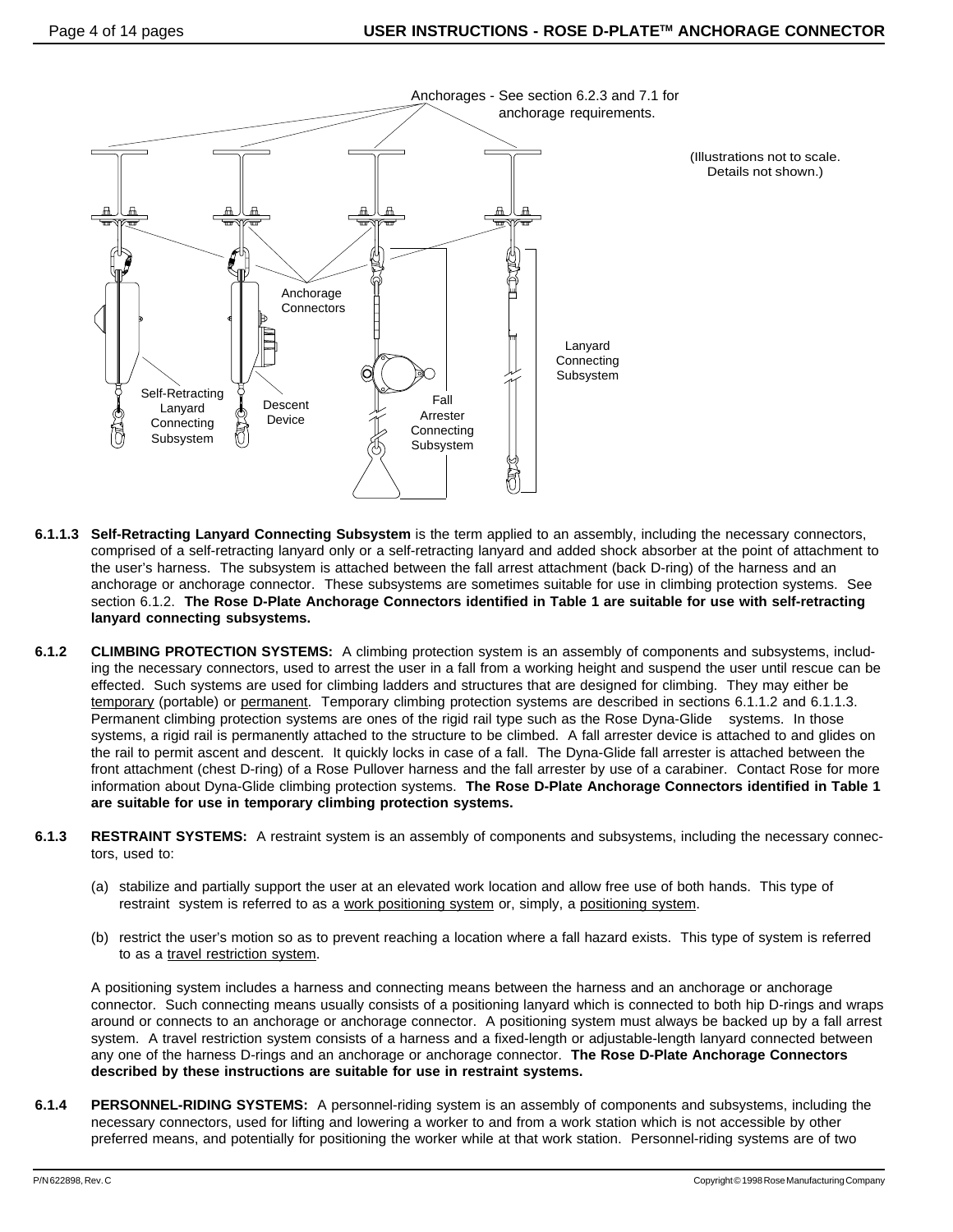Anchorages - See section 6.2.3 and 7.1 for anchorage requirements.

(Illustrations not to scale. Details not shown.)

Anchorage Connectors

Self-Retracting Lanyard Connecting Subsystem

Descent Device

Fall Arrester Connecting Subsystem

Lanyard Connecting Subsystem

**6.1.1.3 Self-Retracting Lanyard Connecting Subsystem** is the term applied to an assembly, including the necessary connectors, comprised of a self-retracting lanyard only or a self-retracting lanyard and added shock absorber at the point of attachment to the user's harness. The subsystem is attached between the fall arrest attachment (back D-ring) of the harness and an anchorage or anchorage connector. These subsystems are sometimes suitable for use in climbing protection systems. See section 6.1.2. **The Rose D-Plate Anchorage Connectors identified in Table 1 are suitable for use with self-retracting lanyard connecting subsystems.**

**6.1.2 CLIMBING PROTECTION SYSTEMS:** A climbing protection system is an assembly of components and subsystems, including the necessary connectors, used to arrest the user in a fall from a working height and suspend the user until rescue can be effected. Such systems are used for climbing ladders and structures that are designed for climbing. They may either be temporary (portable) or permanent. Temporary climbing protection systems are described in sections 6.1.1.2 and 6.1.1.3. Permanent climbing protection systems are ones of the rigid rail type such as the Rose Dyna-Glide systems. In those systems, a rigid rail is permanently attached to the structure to be climbed. A fall arrester device is attached to and glides on the rail to permit ascent and descent. It quickly locks in case of a fall. The Dyna-Glide fall arrester is attached between the front attachment (chest D-ring) of a Rose Pullover harness and the fall arrester by use of a carabiner. Contact Rose for more information about Dyna-Glide climbing protection systems. **The Rose D-Plate Anchorage Connectors identified in Table 1 are suitable for use in temporary climbing protection systems.**

**6.1.3 RESTRAINT SYSTEMS:** A restraint system is an assembly of components and subsystems, including the necessary connectors, used to:

(a) stabilize and partially support the user at an elevated work location and allow free use of both hands. This type of restraint system is referred to as a work positioning system or, simply, a positioning system.

(b) restrict the user's motion so as to prevent reaching a location where a fall hazard exists. This type of system is referred to as a travel restriction system.

A positioning system includes a harness and connecting means between the harness and an anchorage or anchorage connector. Such connecting means usually consists of a positioning lanyard which is connected to both hip D-rings and wraps around or connects to an anchorage or anchorage connector. A positioning system must always be backed up by a fall arrest system. A travel restriction system consists of a harness and a fixed-length or adjustable-length lanyard connected between any one of the harness D-rings and an anchorage or anchorage connector. **The Rose D-Plate Anchorage Connectors described by these instructions are suitable for use in restraint systems.**

**6.1.4 PERSONNEL-RIDING SYSTEMS:** A personnel-riding system is an assembly of components and subsystems, including the necessary connectors, used for lifting and lowering a worker to and from a work station which is not accessible by other preferred means, and potentially for positioning the worker while at that work station. Personnel-riding systems are of two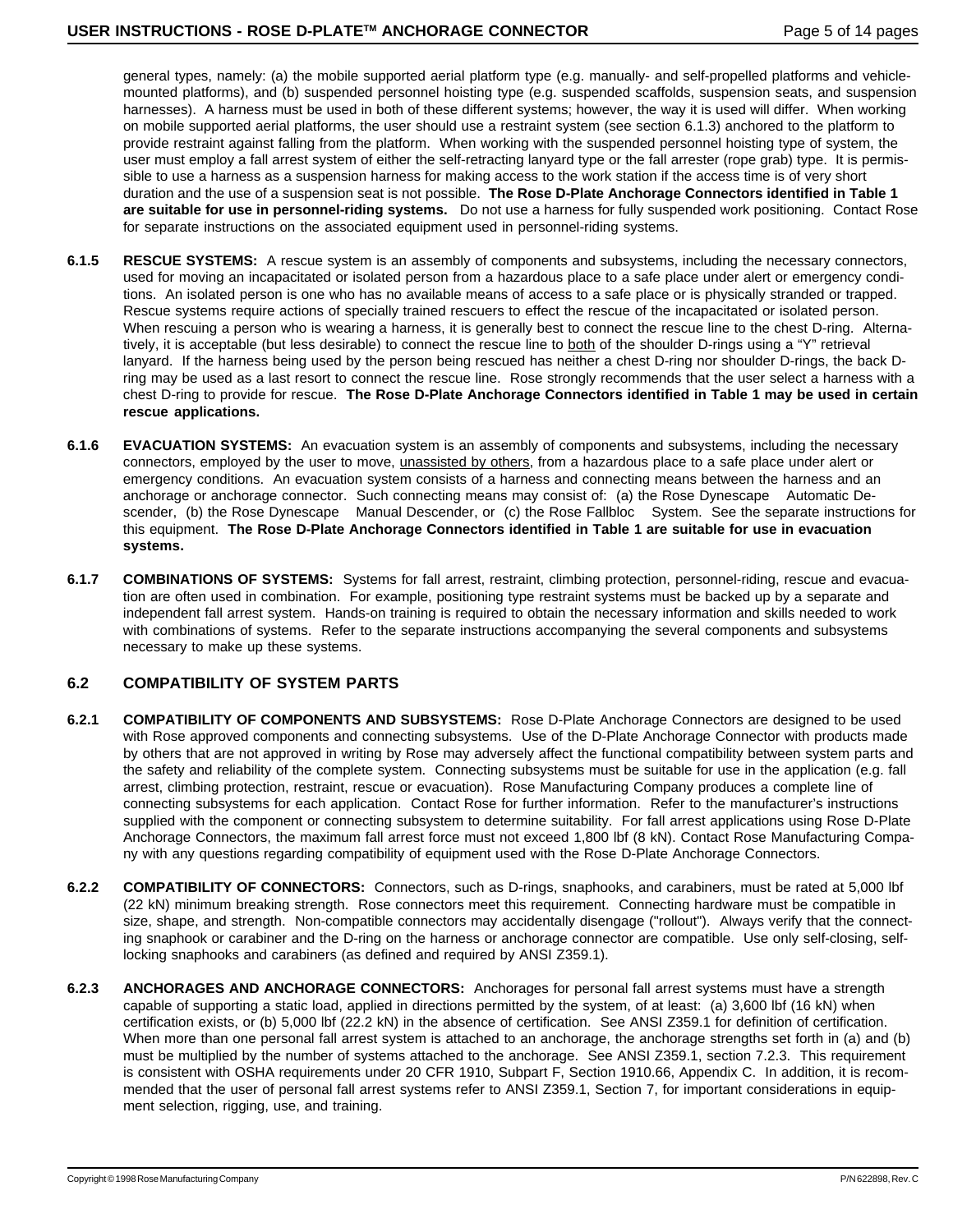general types, namely: (a) the mobile supported aerial platform type (e.g. manually- and self-propelled platforms and vehicle-mounted platforms), and (b) suspended personnel hoisting type (e.g. suspended scaffolds, suspension seats, and suspension harnesses). A harness must be used in both of these different systems; however, the way it is used will differ. When working on mobile supported aerial platforms, the user should use a restraint system (see section 6.1.3) anchored to the platform to provide restraint against falling from the platform. When working with the suspended personnel hoisting type of system, the user must employ a fall arrest system of either the self-retracting lanyard type or the fall arrester (rope grab) type. It is permissible to use a harness as a suspension harness for making access to the work station if the access time is of very short duration and the use of a suspension seat is not possible. **The Rose D-Plate Anchorage Connectors identified in Table 1 are suitable for use in personnel-riding systems.** Do not use a harness for fully suspended work positioning. Contact Rose for separate instructions on the associated equipment used in personnel-riding systems.

**6.1.5 RESCUE SYSTEMS:** A rescue system is an assembly of components and subsystems, including the necessary connectors, used for moving an incapacitated or isolated person from a hazardous place to a safe place under alert or emergency conditions. An isolated person is one who has no available means of access to a safe place or is physically stranded or trapped. Rescue systems require actions of specially trained rescuers to effect the rescue of the incapacitated or isolated person. When rescuing a person who is wearing a harness, it is generally best to connect the rescue line to the chest D-ring. Alternatively, it is acceptable (but less desirable) to connect the rescue line to <u>both</u> of the shoulder D-rings using a "Y" retrieval lanyard. If the harness being used by the person being rescued has neither a chest D-ring nor shoulder D-rings, the back D-ring may be used as a last resort to connect the rescue line. Rose strongly recommends that the user select a harness with a chest D-ring to provide for rescue. **The Rose D-Plate Anchorage Connectors identified in Table 1 may be used in certain rescue applications.**

**6.1.6 EVACUATION SYSTEMS:** An evacuation system is an assembly of components and subsystems, including the necessary connectors, employed by the user to move, <u>unassisted by others</u>, from a hazardous place to a safe place under alert or emergency conditions. An evacuation system consists of a harness and connecting means between the harness and an anchorage or anchorage connector. Such connecting means may consist of: (a) the Rose Dynescape Automatic Descender, (b) the Rose Dynescape Manual Descender, or (c) the Rose Fallbloc System. See the separate instructions for this equipment. **The Rose D-Plate Anchorage Connectors identified in Table 1 are suitable for use in evacuation systems.**

**6.1.7 COMBINATIONS OF SYSTEMS:** Systems for fall arrest, restraint, climbing protection, personnel-riding, rescue and evacuation are often used in combination. For example, positioning type restraint systems must be backed up by a separate and independent fall arrest system. Hands-on training is required to obtain the necessary information and skills needed to work with combinations of systems. Refer to the separate instructions accompanying the several components and subsystems necessary to make up these systems.

## 6.2 COMPATIBILITY OF SYSTEM PARTS

**6.2.1 COMPATIBILITY OF COMPONENTS AND SUBSYSTEMS:** Rose D-Plate Anchorage Connectors are designed to be used with Rose approved components and connecting subsystems. Use of the D-Plate Anchorage Connector with products made by others that are not approved in writing by Rose may adversely affect the functional compatibility between system parts and the safety and reliability of the complete system. Connecting subsystems must be suitable for use in the application (e.g. fall arrest, climbing protection, restraint, rescue or evacuation). Rose Manufacturing Company produces a complete line of connecting subsystems for each application. Contact Rose for further information. Refer to the manufacturer's instructions supplied with the component or connecting subsystem to determine suitability. For fall arrest applications using Rose D-Plate Anchorage Connectors, the maximum fall arrest force must not exceed 1,800 lbf (8 kN). Contact Rose Manufacturing Company with any questions regarding compatibility of equipment used with the Rose D-Plate Anchorage Connectors.

**6.2.2 COMPATIBILITY OF CONNECTORS:** Connectors, such as D-rings, snaphooks, and carabiners, must be rated at 5,000 lbf (22 kN) minimum breaking strength. Rose connectors meet this requirement. Connecting hardware must be compatible in size, shape, and strength. Non-compatible connectors may accidentally disengage ("rollout"). Always verify that the connecting snaphook or carabiner and the D-ring on the harness or anchorage connector are compatible. Use only self-closing, self-locking snaphooks and carabiners (as defined and required by ANSI Z359.1).

**6.2.3 ANCHORAGES AND ANCHORAGE CONNECTORS:** Anchorages for personal fall arrest systems must have a strength capable of supporting a static load, applied in directions permitted by the system, of at least: (a) 3,600 lbf (16 kN) when certification exists, or (b) 5,000 lbf (22.2 kN) in the absence of certification. See ANSI Z359.1 for definition of certification. When more than one personal fall arrest system is attached to an anchorage, the anchorage strengths set forth in (a) and (b) must be multiplied by the number of systems attached to the anchorage. See ANSI Z359.1, section 7.2.3. This requirement is consistent with OSHA requirements under 20 CFR 1910, Subpart F, Section 1910.66, Appendix C. In addition, it is recommended that the user of personal fall arrest systems refer to ANSI Z359.1, Section 7, for important considerations in equipment selection, rigging, use, and training.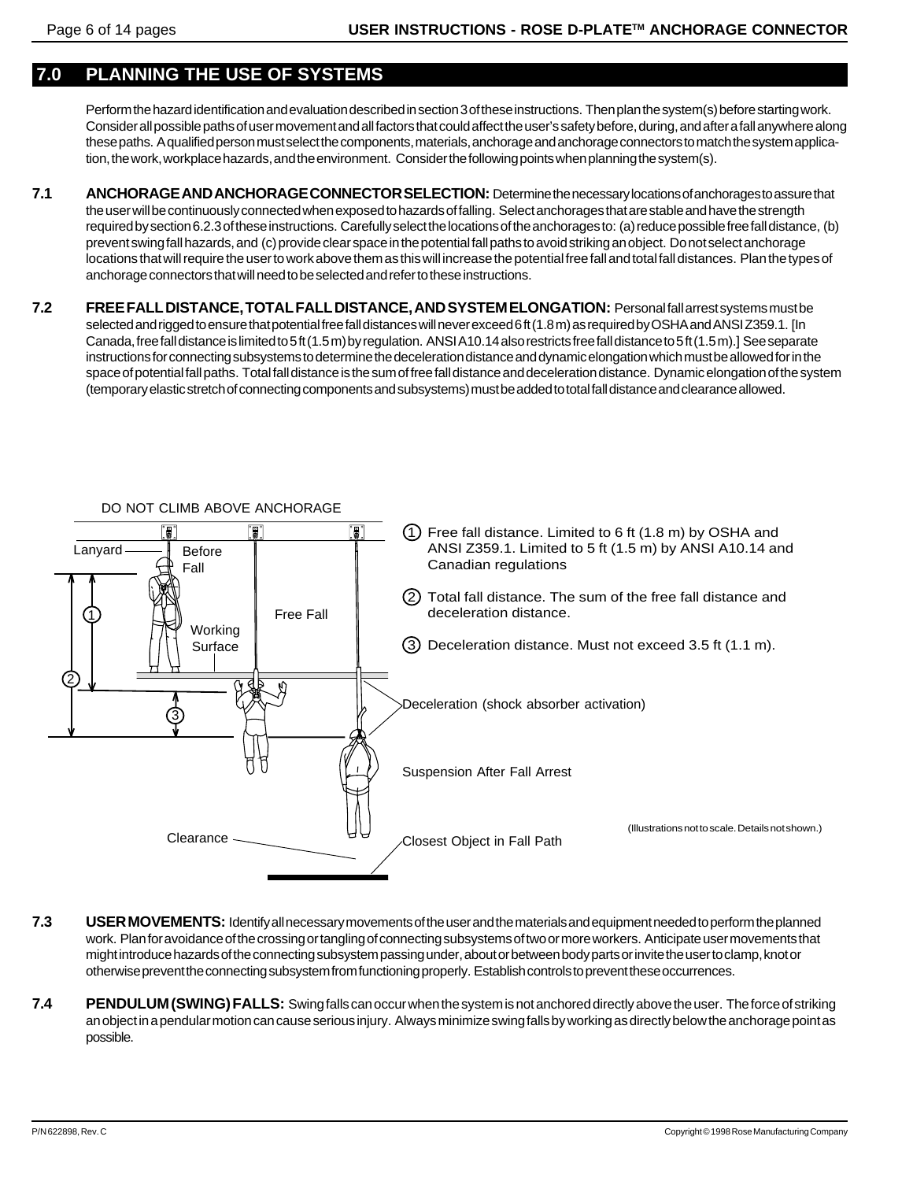## 7.0 PLANNING THE USE OF SYSTEMS

Perform the hazard identification and evaluation described in section 3 of these instructions. Then plan the system(s) before starting work. Consider all possible paths of user movement and all factors that could affect the user's safety before, during, and after a fall anywhere along these paths. A qualified person must select the components, materials, anchorage and anchorage connectors to match the system application, the work, workplace hazards, and the environment. Consider the following points when planning the system(s).

**7.1 ANCHORAGE AND ANCHORAGE CONNECTOR SELECTION:** Determine the necessary locations of anchorages to assure that the user will be continuously connected when exposed to hazards of falling. Select anchorages that are stable and have the strength required by section 6.2.3 of these instructions. Carefully select the locations of the anchorages to: (a) reduce possible free fall distance, (b) prevent swing fall hazards, and (c) provide clear space in the potential fall paths to avoid striking an object. Do not select anchorage locations that will require the user to work above them as this will increase the potential free fall and total fall distances. Plan the types of anchorage connectors that will need to be selected and refer to these instructions.

**7.2 FREE FALL DISTANCE, TOTAL FALL DISTANCE, AND SYSTEM ELONGATION:** Personal fall arrest systems must be selected and rigged to ensure that potential free fall distances will never exceed 6 ft (1.8 m) as required by OSHA and ANSI Z359.1. [In Canada, free fall distance is limited to 5 ft (1.5 m) by regulation. ANSI A10.14 also restricts free fall distance to 5 ft (1.5 m).] See separate instructions for connecting subsystems to determine the deceleration distance and dynamic elongation which must be allowed for in the space of potential fall paths. Total fall distance is the sum of free fall distance and deceleration distance. Dynamic elongation of the system (temporary elastic stretch of connecting components and subsystems) must be added to total fall distance and clearance allowed.

DO NOT CLIMB ABOVE ANCHORAGE

Lanyard — Before Fall — Working Surface — Free Fall — Deceleration (shock absorber activation) — Suspension After Fall Arrest — Clearance — Closest Object in Fall Path

1. Free fall distance. Limited to 6 ft (1.8 m) by OSHA and ANSI Z359.1. Limited to 5 ft (1.5 m) by ANSI A10.14 and Canadian regulations
2. Total fall distance. The sum of the free fall distance and deceleration distance.
3. Deceleration distance. Must not exceed 3.5 ft (1.1 m).

(Illustrations not to scale. Details not shown.)

**7.3 USER MOVEMENTS:** Identify all necessary movements of the user and the materials and equipment needed to perform the planned work. Plan for avoidance of the crossing or tangling of connecting subsystems of two or more workers. Anticipate user movements that might introduce hazards of the connecting subsystem passing under, about or between body parts or invite the user to clamp, knot or otherwise prevent the connecting subsystem from functioning properly. Establish controls to prevent these occurrences.

**7.4 PENDULUM (SWING) FALLS:** Swing falls can occur when the system is not anchored directly above the user. The force of striking an object in a pendular motion can cause serious injury. Always minimize swing falls by working as directly below the anchorage point as possible.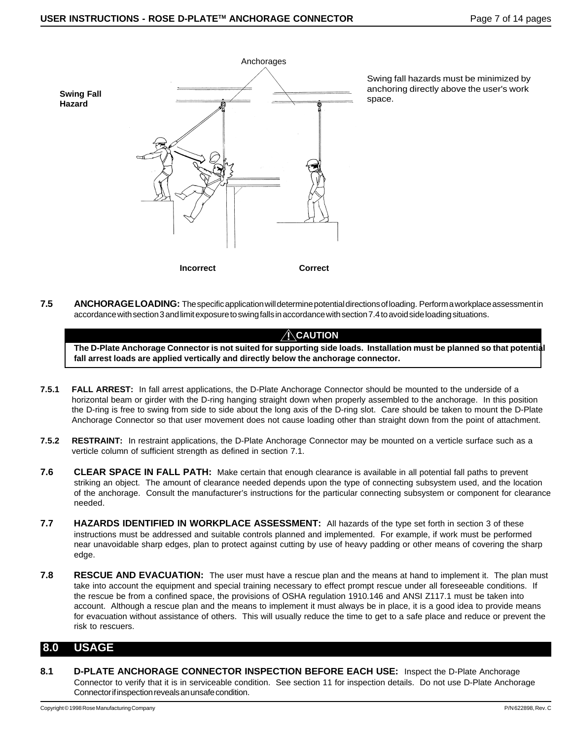**Swing Fall Hazard**

Anchorages

Incorrect　　　　Correct

Swing fall hazards must be minimized by anchoring directly above the user's work space.

**7.5 ANCHORAGE LOADING:** The specific application will determine potential directions of loading. Perform a workplace assessment in accordance with section 3 and limit exposure to swing falls in accordance with section 7.4 to avoid side loading situations.

> **⚠ CAUTION**
>
> **The D-Plate Anchorage Connector is not suited for supporting side loads. Installation must be planned so that potential fall arrest loads are applied vertically and directly below the anchorage connector.**

**7.5.1 FALL ARREST:** In fall arrest applications, the D-Plate Anchorage Connector should be mounted to the underside of a horizontal beam or girder with the D-ring hanging straight down when properly assembled to the anchorage. In this position the D-ring is free to swing from side to side about the long axis of the D-ring slot. Care should be taken to mount the D-Plate Anchorage Connector so that user movement does not cause loading other than straight down from the point of attachment.

**7.5.2 RESTRAINT:** In restraint applications, the D-Plate Anchorage Connector may be mounted on a verticle surface such as a verticle column of sufficient strength as defined in section 7.1.

**7.6 CLEAR SPACE IN FALL PATH:** Make certain that enough clearance is available in all potential fall paths to prevent striking an object. The amount of clearance needed depends upon the type of connecting subsystem used, and the location of the anchorage. Consult the manufacturer's instructions for the particular connecting subsystem or component for clearance needed.

**7.7 HAZARDS IDENTIFIED IN WORKPLACE ASSESSMENT:** All hazards of the type set forth in section 3 of these instructions must be addressed and suitable controls planned and implemented. For example, if work must be performed near unavoidable sharp edges, plan to protect against cutting by use of heavy padding or other means of covering the sharp edge.

**7.8 RESCUE AND EVACUATION:** The user must have a rescue plan and the means at hand to implement it. The plan must take into account the equipment and special training necessary to effect prompt rescue under all foreseeable conditions. If the rescue be from a confined space, the provisions of OSHA regulation 1910.146 and ANSI Z117.1 must be taken into account. Although a rescue plan and the means to implement it must always be in place, it is a good idea to provide means for evacuation without assistance of others. This will usually reduce the time to get to a safe place and reduce or prevent the risk to rescuers.

## 8.0 USAGE

**8.1 D-PLATE ANCHORAGE CONNECTOR INSPECTION BEFORE EACH USE:** Inspect the D-Plate Anchorage Connector to verify that it is in serviceable condition. See section 11 for inspection details. Do not use D-Plate Anchorage Connector if inspection reveals an unsafe condition.

Copyright © 1998 Rose Manufacturing Company　　P/N 622898, Rev. C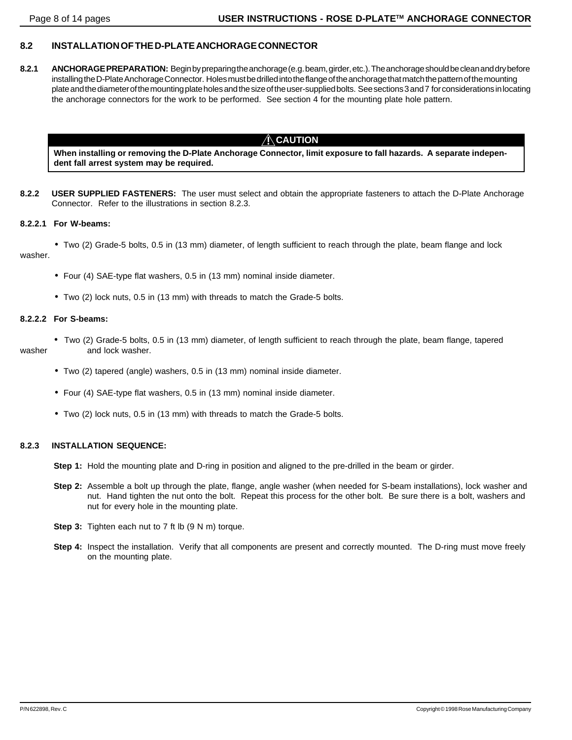## 8.2 INSTALLATION OF THE D-PLATE ANCHORAGE CONNECTOR

**8.2.1 ANCHORAGE PREPARATION:** Begin by preparing the anchorage (e.g. beam, girder, etc.). The anchorage should be clean and dry before installing the D-Plate Anchorage Connector. Holes must be drilled into the flange of the anchorage that match the pattern of the mounting plate and the diameter of the mounting plate holes and the size of the user-supplied bolts. See sections 3 and 7 for considerations in locating the anchorage connectors for the work to be performed. See section 4 for the mounting plate hole pattern.

> **⚠ CAUTION**
>
> **When installing or removing the D-Plate Anchorage Connector, limit exposure to fall hazards. A separate independent fall arrest system may be required.**

**8.2.2 USER SUPPLIED FASTENERS:** The user must select and obtain the appropriate fasteners to attach the D-Plate Anchorage Connector. Refer to the illustrations in section 8.2.3.

**8.2.2.1 For W-beams:**

- Two (2) Grade-5 bolts, 0.5 in (13 mm) diameter, of length sufficient to reach through the plate, beam flange and lock washer.
- Four (4) SAE-type flat washers, 0.5 in (13 mm) nominal inside diameter.
- Two (2) lock nuts, 0.5 in (13 mm) with threads to match the Grade-5 bolts.

**8.2.2.2 For S-beams:**

- Two (2) Grade-5 bolts, 0.5 in (13 mm) diameter, of length sufficient to reach through the plate, beam flange, tapered washer and lock washer.
- Two (2) tapered (angle) washers, 0.5 in (13 mm) nominal inside diameter.
- Four (4) SAE-type flat washers, 0.5 in (13 mm) nominal inside diameter.
- Two (2) lock nuts, 0.5 in (13 mm) with threads to match the Grade-5 bolts.

**8.2.3 INSTALLATION SEQUENCE:**

**Step 1:** Hold the mounting plate and D-ring in position and aligned to the pre-drilled in the beam or girder.

**Step 2:** Assemble a bolt up through the plate, flange, angle washer (when needed for S-beam installations), lock washer and nut. Hand tighten the nut onto the bolt. Repeat this process for the other bolt. Be sure there is a bolt, washers and nut for every hole in the mounting plate.

**Step 3:** Tighten each nut to 7 ft lb (9 N m) torque.

**Step 4:** Inspect the installation. Verify that all components are present and correctly mounted. The D-ring must move freely on the mounting plate.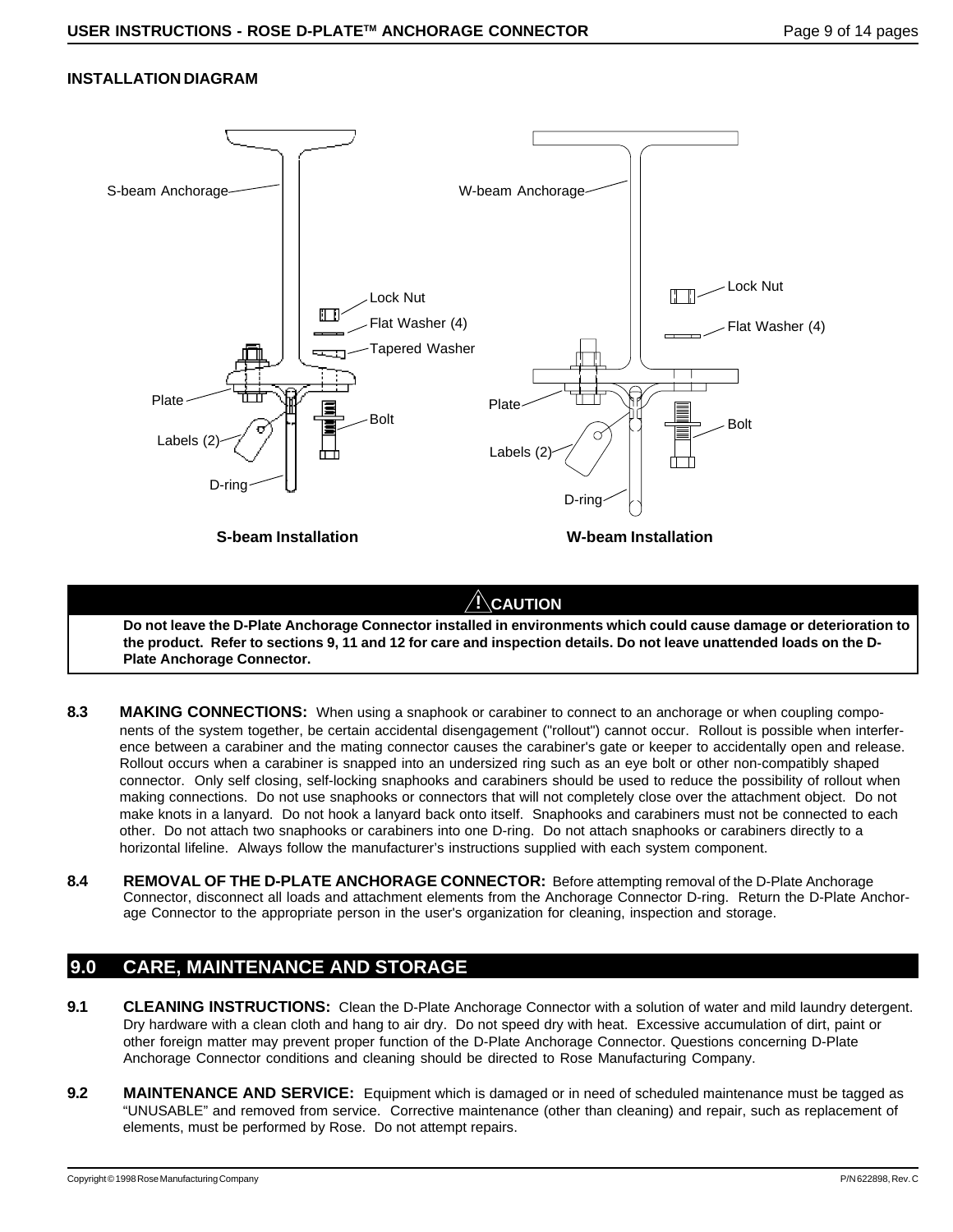## INSTALLATION DIAGRAM

S-beam Anchorage

Lock Nut

Flat Washer (4)

Tapered Washer

Plate

Bolt

Labels (2)

D-ring

**S-beam Installation**

W-beam Anchorage

Lock Nut

Flat Washer (4)

Plate

Bolt

Labels (2)

D-ring

**W-beam Installation**

> **⚠ CAUTION**
>
> **Do not leave the D-Plate Anchorage Connector installed in environments which could cause damage or deterioration to the product. Refer to sections 9, 11 and 12 for care and inspection details. Do not leave unattended loads on the D-Plate Anchorage Connector.**

**8.3 MAKING CONNECTIONS:** When using a snaphook or carabiner to connect to an anchorage or when coupling components of the system together, be certain accidental disengagement ("rollout") cannot occur. Rollout is possible when interference between a carabiner and the mating connector causes the carabiner's gate or keeper to accidentally open and release. Rollout occurs when a carabiner is snapped into an undersized ring such as an eye bolt or other non-compatibly shaped connector. Only self closing, self-locking snaphooks and carabiners should be used to reduce the possibility of rollout when making connections. Do not use snaphooks or connectors that will not completely close over the attachment object. Do not make knots in a lanyard. Do not hook a lanyard back onto itself. Snaphooks and carabiners must not be connected to each other. Do not attach two snaphooks or carabiners into one D-ring. Do not attach snaphooks or carabiners directly to a horizontal lifeline. Always follow the manufacturer's instructions supplied with each system component.

**8.4 REMOVAL OF THE D-PLATE ANCHORAGE CONNECTOR:** Before attempting removal of the D-Plate Anchorage Connector, disconnect all loads and attachment elements from the Anchorage Connector D-ring. Return the D-Plate Anchorage Connector to the appropriate person in the user's organization for cleaning, inspection and storage.

## 9.0 CARE, MAINTENANCE AND STORAGE

**9.1 CLEANING INSTRUCTIONS:** Clean the D-Plate Anchorage Connector with a solution of water and mild laundry detergent. Dry hardware with a clean cloth and hang to air dry. Do not speed dry with heat. Excessive accumulation of dirt, paint or other foreign matter may prevent proper function of the D-Plate Anchorage Connector. Questions concerning D-Plate Anchorage Connector conditions and cleaning should be directed to Rose Manufacturing Company.

**9.2 MAINTENANCE AND SERVICE:** Equipment which is damaged or in need of scheduled maintenance must be tagged as "UNUSABLE" and removed from service. Corrective maintenance (other than cleaning) and repair, such as replacement of elements, must be performed by Rose. Do not attempt repairs.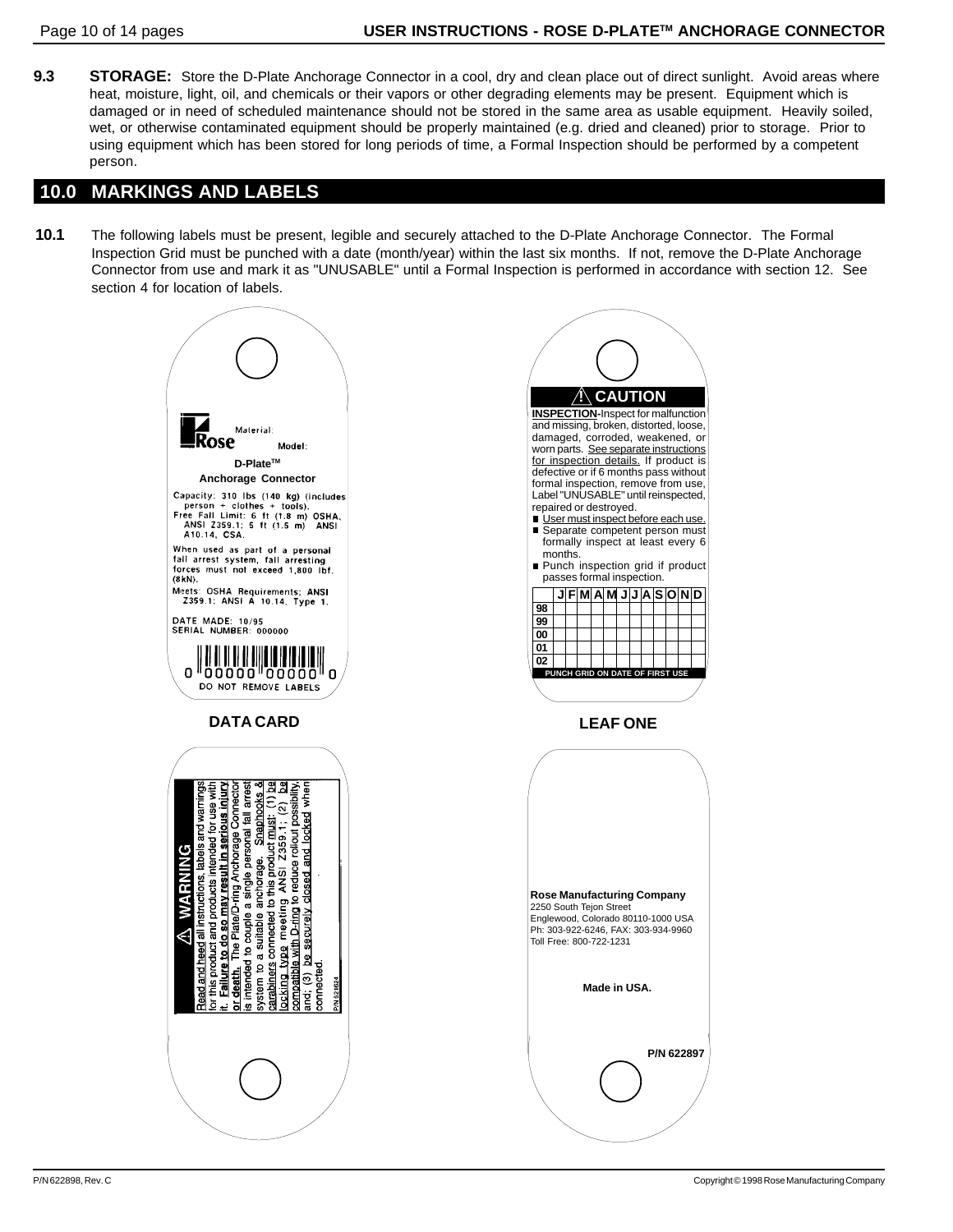**9.3 STORAGE:** Store the D-Plate Anchorage Connector in a cool, dry and clean place out of direct sunlight. Avoid areas where heat, moisture, light, oil, and chemicals or their vapors or other degrading elements may be present. Equipment which is damaged or in need of scheduled maintenance should not be stored in the same area as usable equipment. Heavily soiled, wet, or otherwise contaminated equipment should be properly maintained (e.g. dried and cleaned) prior to storage. Prior to using equipment which has been stored for long periods of time, a Formal Inspection should be performed by a competent person.

## 10.0 MARKINGS AND LABELS

**10.1** The following labels must be present, legible and securely attached to the D-Plate Anchorage Connector. The Formal Inspection Grid must be punched with a date (month/year) within the last six months. If not, remove the D-Plate Anchorage Connector from use and mark it as "UNUSABLE" until a Formal Inspection is performed in accordance with section 12. See section 4 for location of labels.

Rose

Material:

Model:

**D-Plate™**

**Anchorage Connector**

Capacity: 310 lbs (140 kg) (includes person + clothes + tools).
Free Fall Limit: 6 ft (1.8 m) OSHA, ANSI Z359.1; 5 ft (1.5 m) ANSI A10.14, CSA.

When used as part of a personal fall arrest system, fall arresting forces must not exceed 1,800 lbf. (8kN).

Meets: OSHA Requirements; ANSI Z359.1; ANSI A 10.14, Type 1.

DATE MADE: 10/95
SERIAL NUMBER: 000000

0 00000 00000 0

DO NOT REMOVE LABELS

**DATA CARD**

**⚠ CAUTION**

**INSPECTION**-Inspect for malfunction and missing, broken, distorted, loose, damaged, corroded, weakened, or worn parts. See separate instructions for inspection details. If product is defective or if 6 months pass without formal inspection, remove from use, Label "UNUSABLE" until reinspected, repaired or destroyed.

- User must inspect before each use.
- Separate competent person must formally inspect at least every 6 months.
- Punch inspection grid if product passes formal inspection.

| | J | F | M | A | M | J | J | A | S | O | N | D |
|---|---|---|---|---|---|---|---|---|---|---|---|---|
| 98 | | | | | | | | | | | | |
| 99 | | | | | | | | | | | | |
| 00 | | | | | | | | | | | | |
| 01 | | | | | | | | | | | | |
| 02 | | | | | | | | | | | | |

PUNCH GRID ON DATE OF FIRST USE

**LEAF ONE**

**⚠ WARNING**

Read and heed all instructions, labels and warnings for this product and products intended for use with it. **Failure to do so may result in serious injury or death.** The Plate/D-ring Anchorage Connector is intended to couple a single personal fall arrest system to a suitable anchorage. Snaphooks & carabiners connected to this product must: (1) be locking type meeting ANSI Z359.1; (2) be compatible with D-ring to reduce rollout possibility, and; (3) be securely closed and locked when connected.

P/N 621624

**Rose Manufacturing Company**
2250 South Tejon Street
Englewood, Colorado 80110-1000 USA
Ph: 303-922-6246, FAX: 303-934-9960
Toll Free: 800-722-1231

**Made in USA.**

**P/N 622897**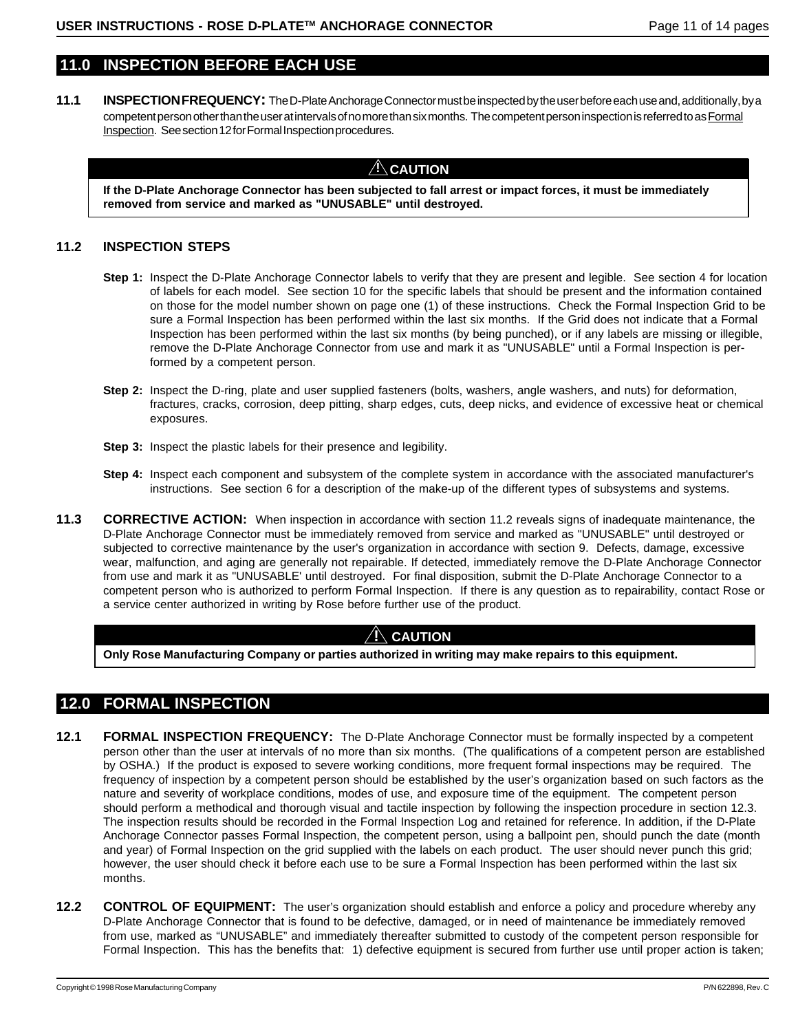## 11.0 INSPECTION BEFORE EACH USE

**11.1 INSPECTION FREQUENCY:** The D-Plate Anchorage Connector must be inspected by the user before each use and, additionally, by a competent person other than the user at intervals of no more than six months. The competent person inspection is referred to as Formal Inspection. See section 12 for Formal Inspection procedures.

> **⚠ CAUTION**
>
> **If the D-Plate Anchorage Connector has been subjected to fall arrest or impact forces, it must be immediately removed from service and marked as "UNUSABLE" until destroyed.**

### 11.2 INSPECTION STEPS

**Step 1:** Inspect the D-Plate Anchorage Connector labels to verify that they are present and legible. See section 4 for location of labels for each model. See section 10 for the specific labels that should be present and the information contained on those for the model number shown on page one (1) of these instructions. Check the Formal Inspection Grid to be sure a Formal Inspection has been performed within the last six months. If the Grid does not indicate that a Formal Inspection has been performed within the last six months (by being punched), or if any labels are missing or illegible, remove the D-Plate Anchorage Connector from use and mark it as "UNUSABLE" until a Formal Inspection is performed by a competent person.

**Step 2:** Inspect the D-ring, plate and user supplied fasteners (bolts, washers, angle washers, and nuts) for deformation, fractures, cracks, corrosion, deep pitting, sharp edges, cuts, deep nicks, and evidence of excessive heat or chemical exposures.

**Step 3:** Inspect the plastic labels for their presence and legibility.

**Step 4:** Inspect each component and subsystem of the complete system in accordance with the associated manufacturer's instructions. See section 6 for a description of the make-up of the different types of subsystems and systems.

**11.3 CORRECTIVE ACTION:** When inspection in accordance with section 11.2 reveals signs of inadequate maintenance, the D-Plate Anchorage Connector must be immediately removed from service and marked as "UNUSABLE" until destroyed or subjected to corrective maintenance by the user's organization in accordance with section 9. Defects, damage, excessive wear, malfunction, and aging are generally not repairable. If detected, immediately remove the D-Plate Anchorage Connector from use and mark it as "UNUSABLE' until destroyed. For final disposition, submit the D-Plate Anchorage Connector to a competent person who is authorized to perform Formal Inspection. If there is any question as to repairability, contact Rose or a service center authorized in writing by Rose before further use of the product.

> **⚠ CAUTION**
>
> **Only Rose Manufacturing Company or parties authorized in writing may make repairs to this equipment.**

## 12.0 FORMAL INSPECTION

**12.1 FORMAL INSPECTION FREQUENCY:** The D-Plate Anchorage Connector must be formally inspected by a competent person other than the user at intervals of no more than six months. (The qualifications of a competent person are established by OSHA.) If the product is exposed to severe working conditions, more frequent formal inspections may be required. The frequency of inspection by a competent person should be established by the user's organization based on such factors as the nature and severity of workplace conditions, modes of use, and exposure time of the equipment. The competent person should perform a methodical and thorough visual and tactile inspection by following the inspection procedure in section 12.3. The inspection results should be recorded in the Formal Inspection Log and retained for reference. In addition, if the D-Plate Anchorage Connector passes Formal Inspection, the competent person, using a ballpoint pen, should punch the date (month and year) of Formal Inspection on the grid supplied with the labels on each product. The user should never punch this grid; however, the user should check it before each use to be sure a Formal Inspection has been performed within the last six months.

**12.2 CONTROL OF EQUIPMENT:** The user's organization should establish and enforce a policy and procedure whereby any D-Plate Anchorage Connector that is found to be defective, damaged, or in need of maintenance be immediately removed from use, marked as "UNUSABLE" and immediately thereafter submitted to custody of the competent person responsible for Formal Inspection. This has the benefits that: 1) defective equipment is secured from further use until proper action is taken;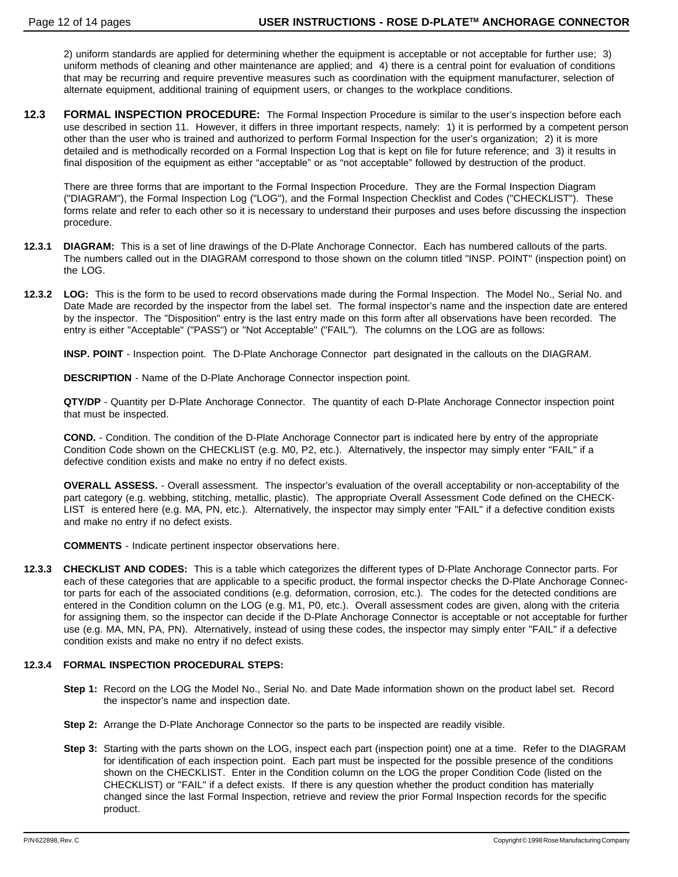2) uniform standards are applied for determining whether the equipment is acceptable or not acceptable for further use; 3) uniform methods of cleaning and other maintenance are applied; and 4) there is a central point for evaluation of conditions that may be recurring and require preventive measures such as coordination with the equipment manufacturer, selection of alternate equipment, additional training of equipment users, or changes to the workplace conditions.

**12.3 FORMAL INSPECTION PROCEDURE:** The Formal Inspection Procedure is similar to the user's inspection before each use described in section 11. However, it differs in three important respects, namely: 1) it is performed by a competent person other than the user who is trained and authorized to perform Formal Inspection for the user's organization; 2) it is more detailed and is methodically recorded on a Formal Inspection Log that is kept on file for future reference; and 3) it results in final disposition of the equipment as either "acceptable" or as "not acceptable" followed by destruction of the product.

There are three forms that are important to the Formal Inspection Procedure. They are the Formal Inspection Diagram ("DIAGRAM"), the Formal Inspection Log ("LOG"), and the Formal Inspection Checklist and Codes ("CHECKLIST"). These forms relate and refer to each other so it is necessary to understand their purposes and uses before discussing the inspection procedure.

**12.3.1 DIAGRAM:** This is a set of line drawings of the D-Plate Anchorage Connector. Each has numbered callouts of the parts. The numbers called out in the DIAGRAM correspond to those shown on the column titled "INSP. POINT" (inspection point) on the LOG.

**12.3.2 LOG:** This is the form to be used to record observations made during the Formal Inspection. The Model No., Serial No. and Date Made are recorded by the inspector from the label set. The formal inspector's name and the inspection date are entered by the inspector. The "Disposition" entry is the last entry made on this form after all observations have been recorded. The entry is either "Acceptable" ("PASS") or "Not Acceptable" ("FAIL"). The columns on the LOG are as follows:

**INSP. POINT** - Inspection point. The D-Plate Anchorage Connector part designated in the callouts on the DIAGRAM.

**DESCRIPTION** - Name of the D-Plate Anchorage Connector inspection point.

**QTY/DP** - Quantity per D-Plate Anchorage Connector. The quantity of each D-Plate Anchorage Connector inspection point that must be inspected.

**COND.** - Condition. The condition of the D-Plate Anchorage Connector part is indicated here by entry of the appropriate Condition Code shown on the CHECKLIST (e.g. M0, P2, etc.). Alternatively, the inspector may simply enter "FAIL" if a defective condition exists and make no entry if no defect exists.

**OVERALL ASSESS.** - Overall assessment. The inspector's evaluation of the overall acceptability or non-acceptability of the part category (e.g. webbing, stitching, metallic, plastic). The appropriate Overall Assessment Code defined on the CHECKLIST is entered here (e.g. MA, PN, etc.). Alternatively, the inspector may simply enter "FAIL" if a defective condition exists and make no entry if no defect exists.

**COMMENTS** - Indicate pertinent inspector observations here.

**12.3.3 CHECKLIST AND CODES:** This is a table which categorizes the different types of D-Plate Anchorage Connector parts. For each of these categories that are applicable to a specific product, the formal inspector checks the D-Plate Anchorage Connector parts for each of the associated conditions (e.g. deformation, corrosion, etc.). The codes for the detected conditions are entered in the Condition column on the LOG (e.g. M1, P0, etc.). Overall assessment codes are given, along with the criteria for assigning them, so the inspector can decide if the D-Plate Anchorage Connector is acceptable or not acceptable for further use (e.g. MA, MN, PA, PN). Alternatively, instead of using these codes, the inspector may simply enter "FAIL" if a defective condition exists and make no entry if no defect exists.

**12.3.4 FORMAL INSPECTION PROCEDURAL STEPS:**

**Step 1:** Record on the LOG the Model No., Serial No. and Date Made information shown on the product label set. Record the inspector's name and inspection date.

**Step 2:** Arrange the D-Plate Anchorage Connector so the parts to be inspected are readily visible.

**Step 3:** Starting with the parts shown on the LOG, inspect each part (inspection point) one at a time. Refer to the DIAGRAM for identification of each inspection point. Each part must be inspected for the possible presence of the conditions shown on the CHECKLIST. Enter in the Condition column on the LOG the proper Condition Code (listed on the CHECKLIST) or "FAIL" if a defect exists. If there is any question whether the product condition has materially changed since the last Formal Inspection, retrieve and review the prior Formal Inspection records for the specific product.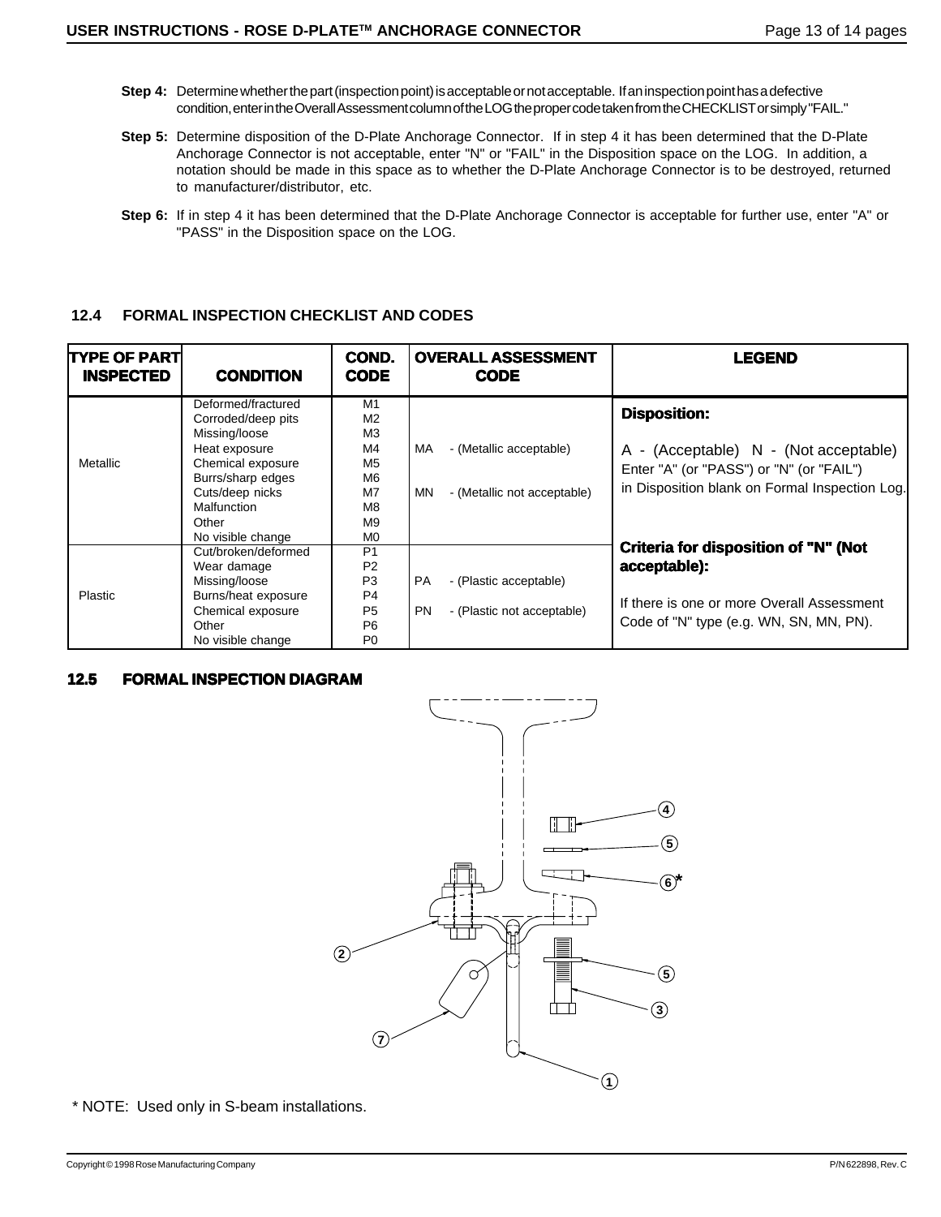**Step 4:** Determine whether the part (inspection point) is acceptable or not acceptable. If an inspection point has a defective condition, enter in the Overall Assessment column of the LOG the proper code taken from the CHECKLIST or simply "FAIL."

**Step 5:** Determine disposition of the D-Plate Anchorage Connector. If in step 4 it has been determined that the D-Plate Anchorage Connector is not acceptable, enter "N" or "FAIL" in the Disposition space on the LOG. In addition, a notation should be made in this space as to whether the D-Plate Anchorage Connector is to be destroyed, returned to manufacturer/distributor, etc.

**Step 6:** If in step 4 it has been determined that the D-Plate Anchorage Connector is acceptable for further use, enter "A" or "PASS" in the Disposition space on the LOG.

## 12.4 FORMAL INSPECTION CHECKLIST AND CODES

| TYPE OF PART INSPECTED | CONDITION | COND. CODE | OVERALL ASSESSMENT CODE | LEGEND |
|---|---|---|---|---|
| Metallic | Deformed/fractured<br>Corroded/deep pits<br>Missing/loose<br>Heat exposure<br>Chemical exposure<br>Burrs/sharp edges<br>Cuts/deep nicks<br>Malfunction<br>Other<br>No visible change | M1<br>M2<br>M3<br>M4<br>M5<br>M6<br>M7<br>M8<br>M9<br>M0 | MA - (Metallic acceptable)<br>MN - (Metallic not acceptable) | **Disposition:**<br>A - (Acceptable) N - (Not acceptable)<br>Enter "A" (or "PASS") or "N" (or "FAIL") in Disposition blank on Formal Inspection Log. |
| Plastic | Cut/broken/deformed<br>Wear damage<br>Missing/loose<br>Burns/heat exposure<br>Chemical exposure<br>Other<br>No visible change | P1<br>P2<br>P3<br>P4<br>P5<br>P6<br>P0 | PA - (Plastic acceptable)<br>PN - (Plastic not acceptable) | **Criteria for disposition of "N" (Not acceptable):**<br>If there is one or more Overall Assessment Code of "N" type (e.g. WN, SN, MN, PN). |

## 12.5 FORMAL INSPECTION DIAGRAM

1 2 3 4 5 6* 7

\* NOTE: Used only in S-beam installations.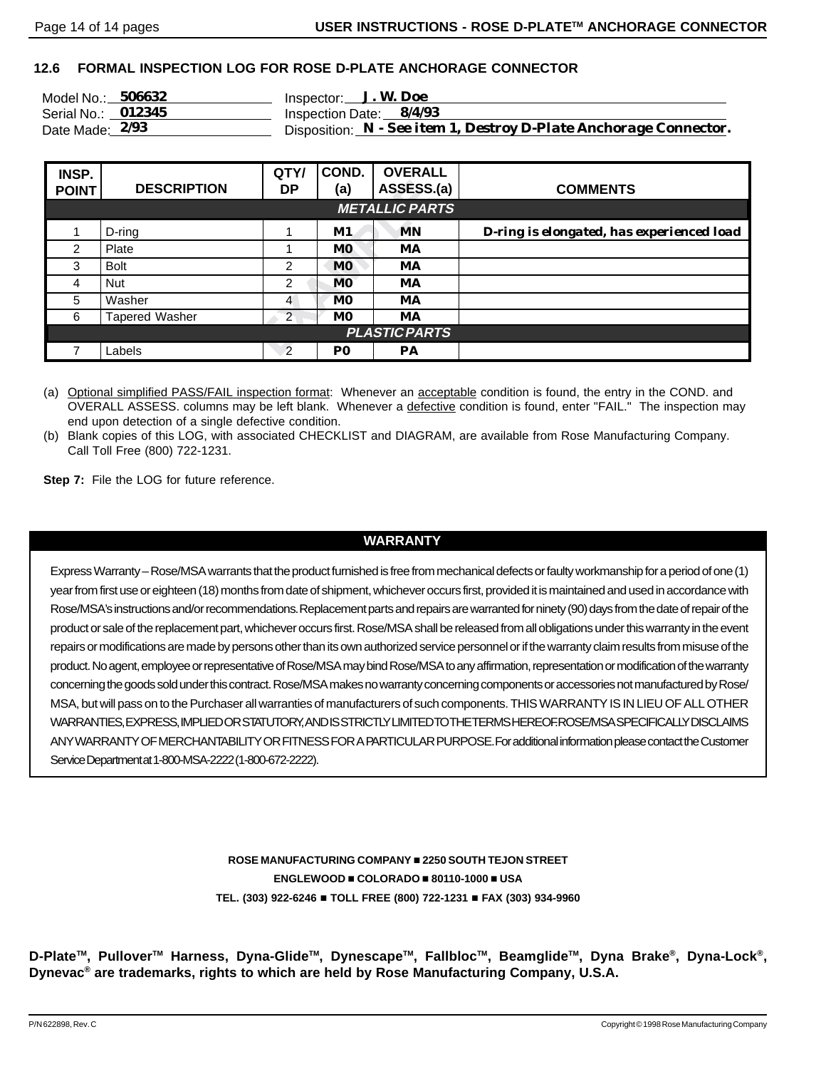### 12.6 FORMAL INSPECTION LOG FOR ROSE D-PLATE ANCHORAGE CONNECTOR

Model No.: **506632**
Serial No.: **012345**
Date Made: **2/93**

Inspector: **J. W. Doe**
Inspection Date: **8/4/93**
Disposition: **N - See item 1, Destroy D-Plate Anchorage Connector.**

| INSP. POINT | DESCRIPTION | QTY/ DP | COND. (a) | OVERALL ASSESS.(a) | COMMENTS |
|---|---|---|---|---|---|
| | | | | *METALLIC PARTS* | |
| 1 | D-ring | 1 | **M1** | **MN** | **D-ring is elongated, has experienced load** |
| 2 | Plate | 1 | **M0** | **MA** | |
| 3 | Bolt | 2 | **M0** | **MA** | |
| 4 | Nut | 2 | **M0** | **MA** | |
| 5 | Washer | 4 | **M0** | **MA** | |
| 6 | Tapered Washer | 2 | **M0** | **MA** | |
| | | | | *PLASTIC PARTS* | |
| 7 | Labels | 2 | **P0** | **PA** | |

(a) Optional simplified PASS/FAIL inspection format: Whenever an acceptable condition is found, the entry in the COND. and OVERALL ASSESS. columns may be left blank. Whenever a defective condition is found, enter "FAIL." The inspection may end upon detection of a single defective condition.

(b) Blank copies of this LOG, with associated CHECKLIST and DIAGRAM, are available from Rose Manufacturing Company. Call Toll Free (800) 722-1231.

**Step 7:** File the LOG for future reference.

## WARRANTY

Express Warranty – Rose/MSA warrants that the product furnished is free from mechanical defects or faulty workmanship for a period of one (1) year from first use or eighteen (18) months from date of shipment, whichever occurs first, provided it is maintained and used in accordance with Rose/MSA's instructions and/or recommendations. Replacement parts and repairs are warranted for ninety (90) days from the date of repair of the product or sale of the replacement part, whichever occurs first. Rose/MSA shall be released from all obligations under this warranty in the event repairs or modifications are made by persons other than its own authorized service personnel or if the warranty claim results from misuse of the product. No agent, employee or representative of Rose/MSA may bind Rose/MSA to any affirmation, representation or modification of the warranty concerning the goods sold under this contract. Rose/MSA makes no warranty concerning components or accessories not manufactured by Rose/MSA, but will pass on to the Purchaser all warranties of manufacturers of such components. THIS WARRANTY IS IN LIEU OF ALL OTHER WARRANTIES, EXPRESS, IMPLIED OR STATUTORY, AND IS STRICTLY LIMITED TO THE TERMS HEREOF. ROSE/MSA SPECIFICALLY DISCLAIMS ANY WARRANTY OF MERCHANTABILITY OR FITNESS FOR A PARTICULAR PURPOSE. For additional information please contact the Customer Service Department at 1-800-MSA-2222 (1-800-672-2222).

**ROSE MANUFACTURING COMPANY ■ 2250 SOUTH TEJON STREET**
**ENGLEWOOD ■ COLORADO ■ 80110-1000 ■ USA**
**TEL. (303) 922-6246 ■ TOLL FREE (800) 722-1231 ■ FAX (303) 934-9960**

**D-Plate™, Pullover™ Harness, Dyna-Glide™, Dynescape™, Fallbloc™, Beamglide™, Dyna Brake®, Dyna-Lock®, Dynevac® are trademarks, rights to which are held by Rose Manufacturing Company, U.S.A.**

P/N 622898, Rev. C

Copyright © 1998 Rose Manufacturing Company